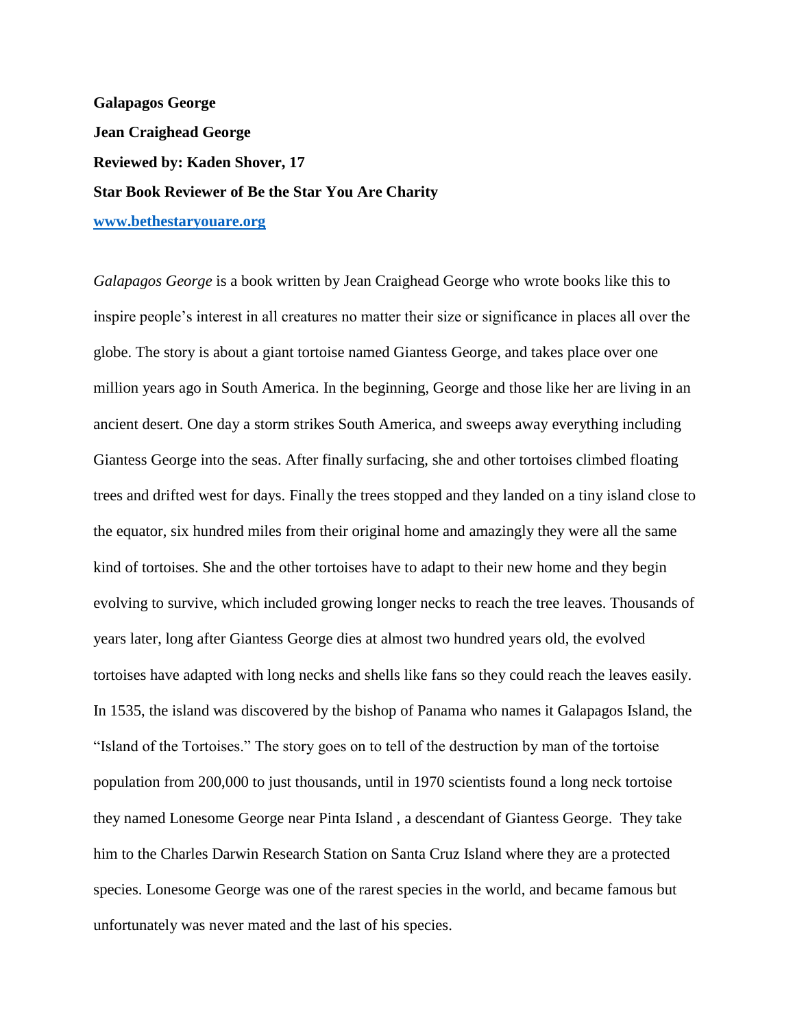**Galapagos George**

**Jean Craighead George**

**Reviewed by: Kaden Shover, 17**

**Star Book Reviewer of Be the Star You Are Charity**

**[www.bethestaryouare.org](http://www.bethestaryouare.org)**

*Galapagos George* is a book written by Jean Craighead George who wrote books like this to inspire people's interest in all creatures no matter their size or significance in places all over the globe. The story is about a giant tortoise named Giantess George, and takes place over one million years ago in South America. In the beginning, George and those like her are living in an ancient desert. One day a storm strikes South America, and sweeps away everything including Giantess George into the seas. After finally surfacing, she and other tortoises climbed floating trees and drifted west for days. Finally the trees stopped and they landed on a tiny island close to the equator, six hundred miles from their original home and amazingly they were all the same kind of tortoises. She and the other tortoises have to adapt to their new home and they begin evolving to survive, which included growing longer necks to reach the tree leaves. Thousands of years later, long after Giantess George dies at almost two hundred years old, the evolved tortoises have adapted with long necks and shells like fans so they could reach the leaves easily. In 1535, the island was discovered by the bishop of Panama who names it Galapagos Island, the "Island of the Tortoises." The story goes on to tell of the destruction by man of the tortoise population from 200,000 to just thousands, until in 1970 scientists found a long neck tortoise they named Lonesome George near Pinta Island , a descendant of Giantess George. They take him to the Charles Darwin Research Station on Santa Cruz Island where they are a protected species. Lonesome George was one of the rarest species in the world, and became famous but unfortunately was never mated and the last of his species.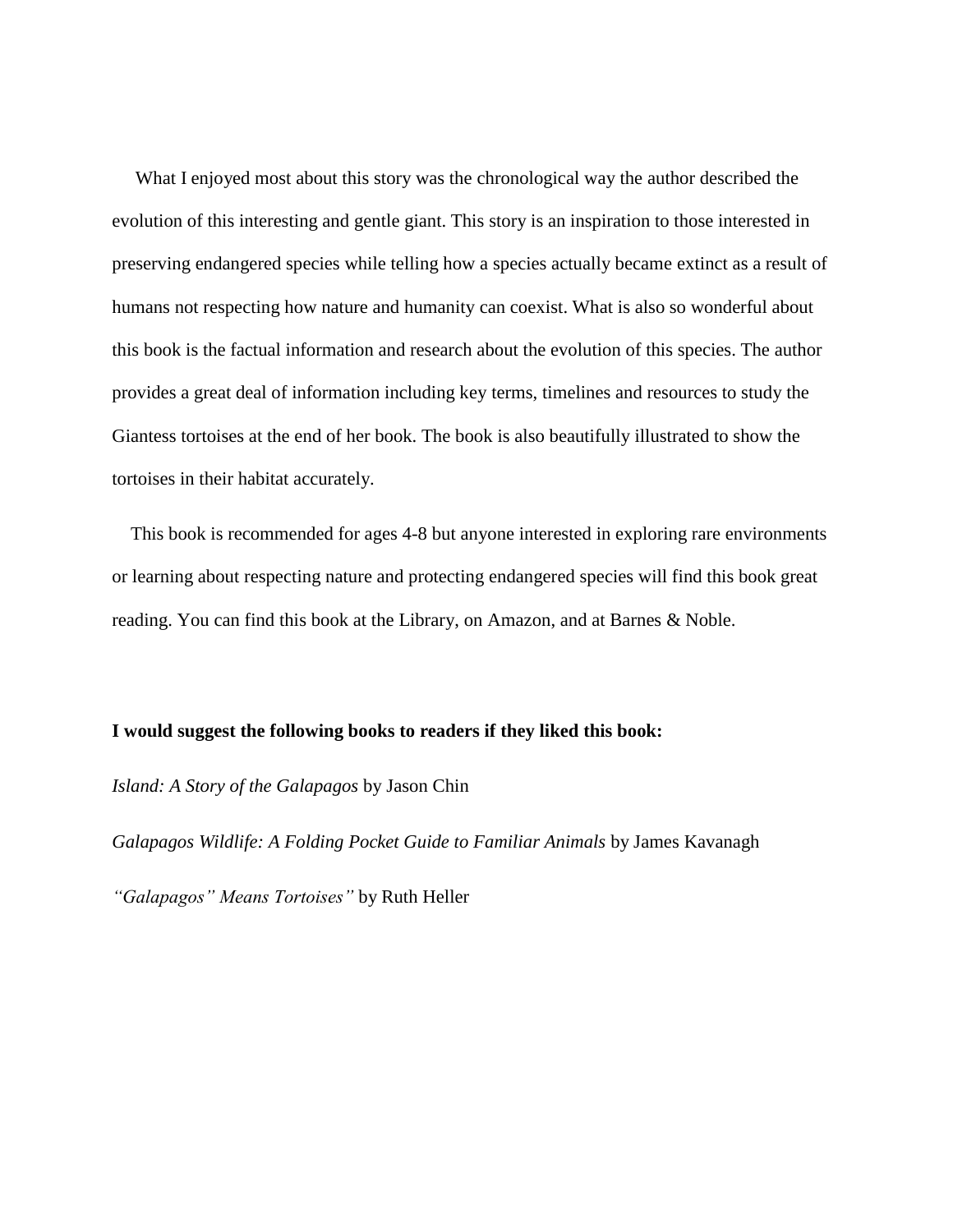What I enjoyed most about this story was the chronological way the author described the evolution of this interesting and gentle giant. This story is an inspiration to those interested in preserving endangered species while telling how a species actually became extinct as a result of humans not respecting how nature and humanity can coexist. What is also so wonderful about this book is the factual information and research about the evolution of this species. The author provides a great deal of information including key terms, timelines and resources to study the Giantess tortoises at the end of her book. The book is also beautifully illustrated to show the tortoises in their habitat accurately.

This book is recommended for ages 4-8 but anyone interested in exploring rare environments or learning about respecting nature and protecting endangered species will find this book great reading. You can find this book at the Library, on Amazon, and at Barnes & Noble.

**I would suggest the following books to readers if they liked this book:**

*Island: A Story of the Galapagos* by Jason Chin

*Galapagos Wildlife: A Folding Pocket Guide to Familiar Animals* by James Kavanagh

*"Galapagos" Means Tortoises"* by Ruth Heller